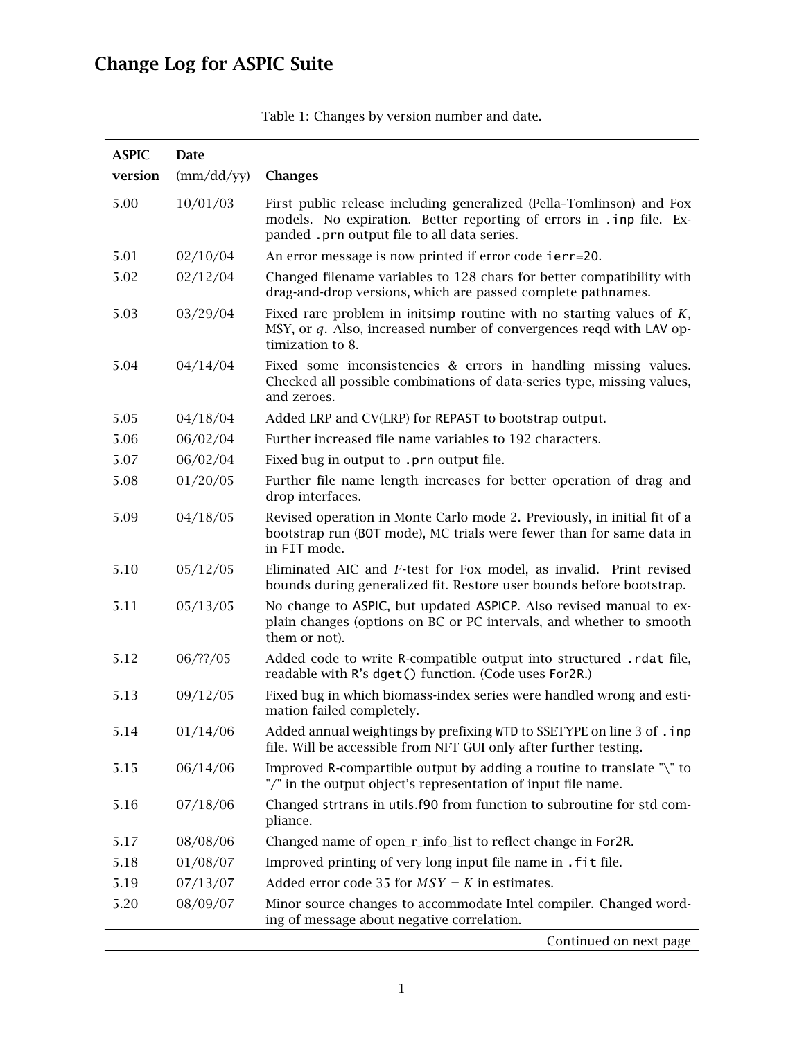# Change Log for ASPIC Suite

Table 1: Changes by version number and date.

| ASPIC version | Date (mm/dd/yy) | Changes |
|---|---|---|
| 5.00 | 10/01/03 | First public release including generalized (Pella–Tomlinson) and Fox models. No expiration. Better reporting of errors in `.inp` file. Expanded `.prn` output file to all data series. |
| 5.01 | 02/10/04 | An error message is now printed if error code `ierr=20`. |
| 5.02 | 02/12/04 | Changed filename variables to 128 chars for better compatibility with drag-and-drop versions, which are passed complete pathnames. |
| 5.03 | 03/29/04 | Fixed rare problem in initsimp routine with no starting values of $K$, MSY, or $q$. Also, increased number of convergences reqd with LAV optimization to 8. |
| 5.04 | 04/14/04 | Fixed some inconsistencies & errors in handling missing values. Checked all possible combinations of data-series type, missing values, and zeroes. |
| 5.05 | 04/18/04 | Added LRP and CV(LRP) for REPAST to bootstrap output. |
| 5.06 | 06/02/04 | Further increased file name variables to 192 characters. |
| 5.07 | 06/02/04 | Fixed bug in output to `.prn` output file. |
| 5.08 | 01/20/05 | Further file name length increases for better operation of drag and drop interfaces. |
| 5.09 | 04/18/05 | Revised operation in Monte Carlo mode 2. Previously, in initial fit of a bootstrap run (BOT mode), MC trials were fewer than for same data in in FIT mode. |
| 5.10 | 05/12/05 | Eliminated AIC and $F$-test for Fox model, as invalid. Print revised bounds during generalized fit. Restore user bounds before bootstrap. |
| 5.11 | 05/13/05 | No change to ASPIC, but updated ASPICP. Also revised manual to explain changes (options on BC or PC intervals, and whether to smooth them or not). |
| 5.12 | 06/??/05 | Added code to write R-compatible output into structured `.rdat` file, readable with R's `dget()` function. (Code uses For2R.) |
| 5.13 | 09/12/05 | Fixed bug in which biomass-index series were handled wrong and estimation failed completely. |
| 5.14 | 01/14/06 | Added annual weightings by prefixing WTD to SSETYPE on line 3 of `.inp` file. Will be accessible from NFT GUI only after further testing. |
| 5.15 | 06/14/06 | Improved R-compartible output by adding a routine to translate "\" to "/" in the output object's representation of input file name. |
| 5.16 | 07/18/06 | Changed strtrans in utils.f90 from function to subroutine for std compliance. |
| 5.17 | 08/08/06 | Changed name of open_r_info_list to reflect change in For2R. |
| 5.18 | 01/08/07 | Improved printing of very long input file name in `.fit` file. |
| 5.19 | 07/13/07 | Added error code 35 for $MSY = K$ in estimates. |
| 5.20 | 08/09/07 | Minor source changes to accommodate Intel compiler. Changed wording of message about negative correlation. |

Continued on next page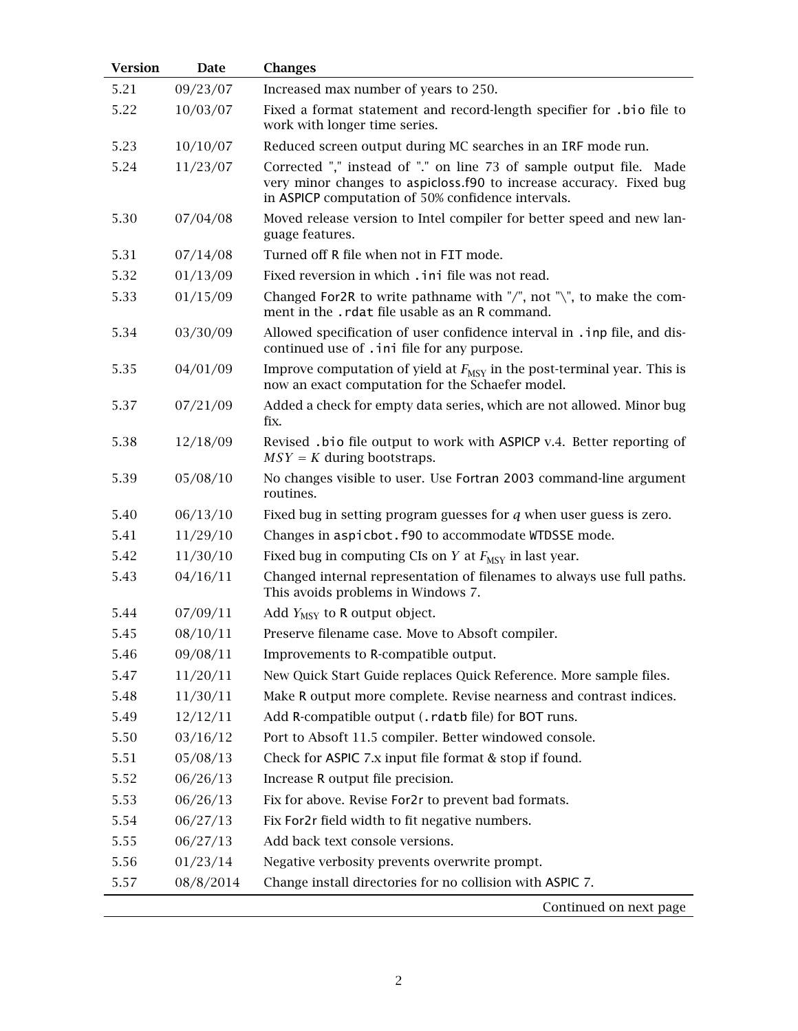| Version | Date | Changes |
|---|---|---|
| 5.21 | 09/23/07 | Increased max number of years to 250. |
| 5.22 | 10/03/07 | Fixed a format statement and record-length specifier for .bio file to work with longer time series. |
| 5.23 | 10/10/07 | Reduced screen output during MC searches in an IRF mode run. |
| 5.24 | 11/23/07 | Corrected "," instead of "." on line 73 of sample output file. Made very minor changes to aspicloss.f90 to increase accuracy. Fixed bug in ASPICP computation of 50% confidence intervals. |
| 5.30 | 07/04/08 | Moved release version to Intel compiler for better speed and new language features. |
| 5.31 | 07/14/08 | Turned off R file when not in FIT mode. |
| 5.32 | 01/13/09 | Fixed reversion in which .ini file was not read. |
| 5.33 | 01/15/09 | Changed For2R to write pathname with "/", not "\", to make the comment in the .rdat file usable as an R command. |
| 5.34 | 03/30/09 | Allowed specification of user confidence interval in .inp file, and discontinued use of .ini file for any purpose. |
| 5.35 | 04/01/09 | Improve computation of yield at $F_{MSY}$ in the post-terminal year. This is now an exact computation for the Schaefer model. |
| 5.37 | 07/21/09 | Added a check for empty data series, which are not allowed. Minor bug fix. |
| 5.38 | 12/18/09 | Revised .bio file output to work with ASPICP v.4. Better reporting of $MSY = K$ during bootstraps. |
| 5.39 | 05/08/10 | No changes visible to user. Use Fortran 2003 command-line argument routines. |
| 5.40 | 06/13/10 | Fixed bug in setting program guesses for $q$ when user guess is zero. |
| 5.41 | 11/29/10 | Changes in aspicbot.f90 to accommodate WTDSSE mode. |
| 5.42 | 11/30/10 | Fixed bug in computing CIs on $Y$ at $F_{MSY}$ in last year. |
| 5.43 | 04/16/11 | Changed internal representation of filenames to always use full paths. This avoids problems in Windows 7. |
| 5.44 | 07/09/11 | Add $Y_{MSY}$ to R output object. |
| 5.45 | 08/10/11 | Preserve filename case. Move to Absoft compiler. |
| 5.46 | 09/08/11 | Improvements to R-compatible output. |
| 5.47 | 11/20/11 | New Quick Start Guide replaces Quick Reference. More sample files. |
| 5.48 | 11/30/11 | Make R output more complete. Revise nearness and contrast indices. |
| 5.49 | 12/12/11 | Add R-compatible output (.rdatb file) for BOT runs. |
| 5.50 | 03/16/12 | Port to Absoft 11.5 compiler. Better windowed console. |
| 5.51 | 05/08/13 | Check for ASPIC 7.x input file format & stop if found. |
| 5.52 | 06/26/13 | Increase R output file precision. |
| 5.53 | 06/26/13 | Fix for above. Revise For2r to prevent bad formats. |
| 5.54 | 06/27/13 | Fix For2r field width to fit negative numbers. |
| 5.55 | 06/27/13 | Add back text console versions. |
| 5.56 | 01/23/14 | Negative verbosity prevents overwrite prompt. |
| 5.57 | 08/8/2014 | Change install directories for no collision with ASPIC 7. |

Continued on next page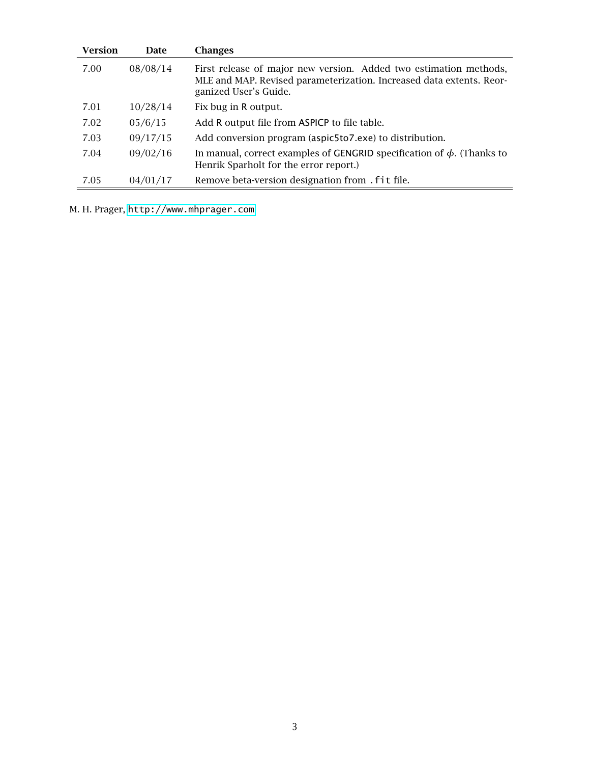| Version | Date | Changes |
| --- | --- | --- |
| 7.00 | 08/08/14 | First release of major new version. Added two estimation methods, MLE and MAP. Revised parameterization. Increased data extents. Reorganized User's Guide. |
| 7.01 | 10/28/14 | Fix bug in R output. |
| 7.02 | 05/6/15 | Add R output file from ASPICP to file table. |
| 7.03 | 09/17/15 | Add conversion program (aspic5to7.exe) to distribution. |
| 7.04 | 09/02/16 | In manual, correct examples of GENGRID specification of $\phi$. (Thanks to Henrik Sparholt for the error report.) |
| 7.05 | 04/01/17 | Remove beta-version designation from .fit file. |

M. H. Prager, http://www.mhprager.com